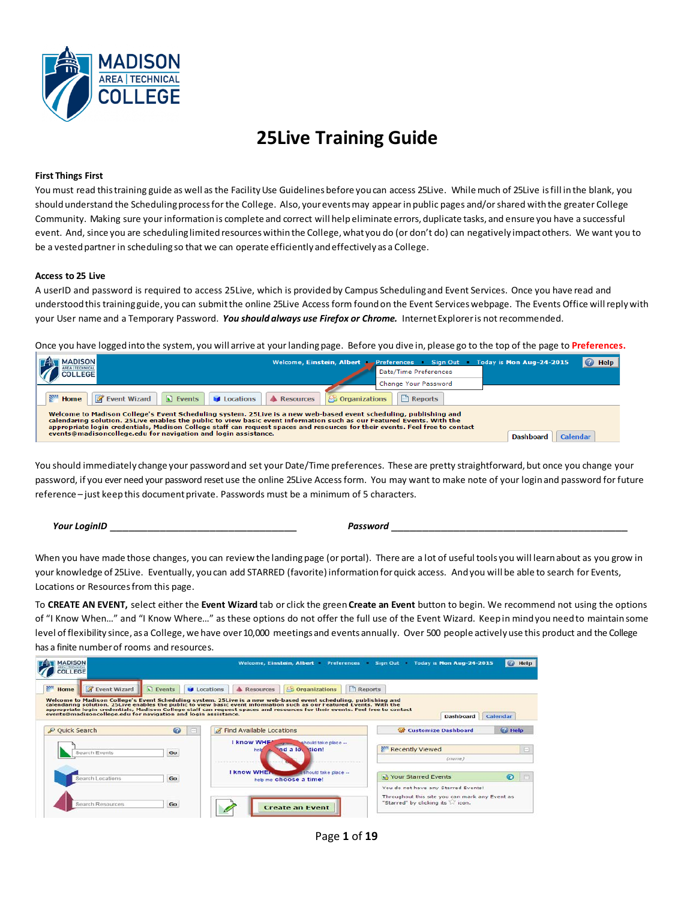# 25Live Training Guide

**First Things First**

You must read this training guide as well as the Facility Use Guidelines before you can access 25Live. While much of 25Live is fill in the blank, you should understand the Scheduling process for the College. Also, your events may appear in public pages and/or shared with the greater College Community. Making sure your information is complete and correct will help eliminate errors, duplicate tasks, and ensure you have a successful event. And, since you are scheduling limited resources within the College, what you do (or don't do) can negatively impact others. We want you to be a vested partner in scheduling so that we can operate efficiently and effectively as a College.

**Access to 25 Live**

A userID and password is required to access 25Live, which is provided by Campus Scheduling and Event Services. Once you have read and understood this training guide, you can submit the online 25Live Access form found on the Event Services webpage. The Events Office will reply with your User name and a Temporary Password. ***You should always use Firefox or Chrome.*** Internet Explorer is not recommended.

Once you have logged into the system, you will arrive at your landing page. Before you dive in, please go to the top of the page to **Preferences.**

You should immediately change your password and set your Date/Time preferences. These are pretty straightforward, but once you change your password, if you ever need your password reset use the online 25Live Access form. You may want to make note of your login and password for future reference – just keep this document private. Passwords must be a minimum of 5 characters.

***Your LoginID*** ________________________________________ ***Password*** ________________________________________

When you have made those changes, you can review the landing page (or portal). There are a lot of useful tools you will learn about as you grow in your knowledge of 25Live. Eventually, you can add STARRED (favorite) information for quick access. And you will be able to search for Events, Locations or Resources from this page.

To **CREATE AN EVENT,** select either the **Event Wizard** tab or click the green **Create an Event** button to begin. We recommend not using the options of "I Know When…" and "I Know Where…" as these options do not offer the full use of the Event Wizard. Keep in mind you need to maintain some level of flexibility since, as a College, we have over 10,000 meetings and events annually. Over 500 people actively use this product and the College has a finite number of rooms and resources.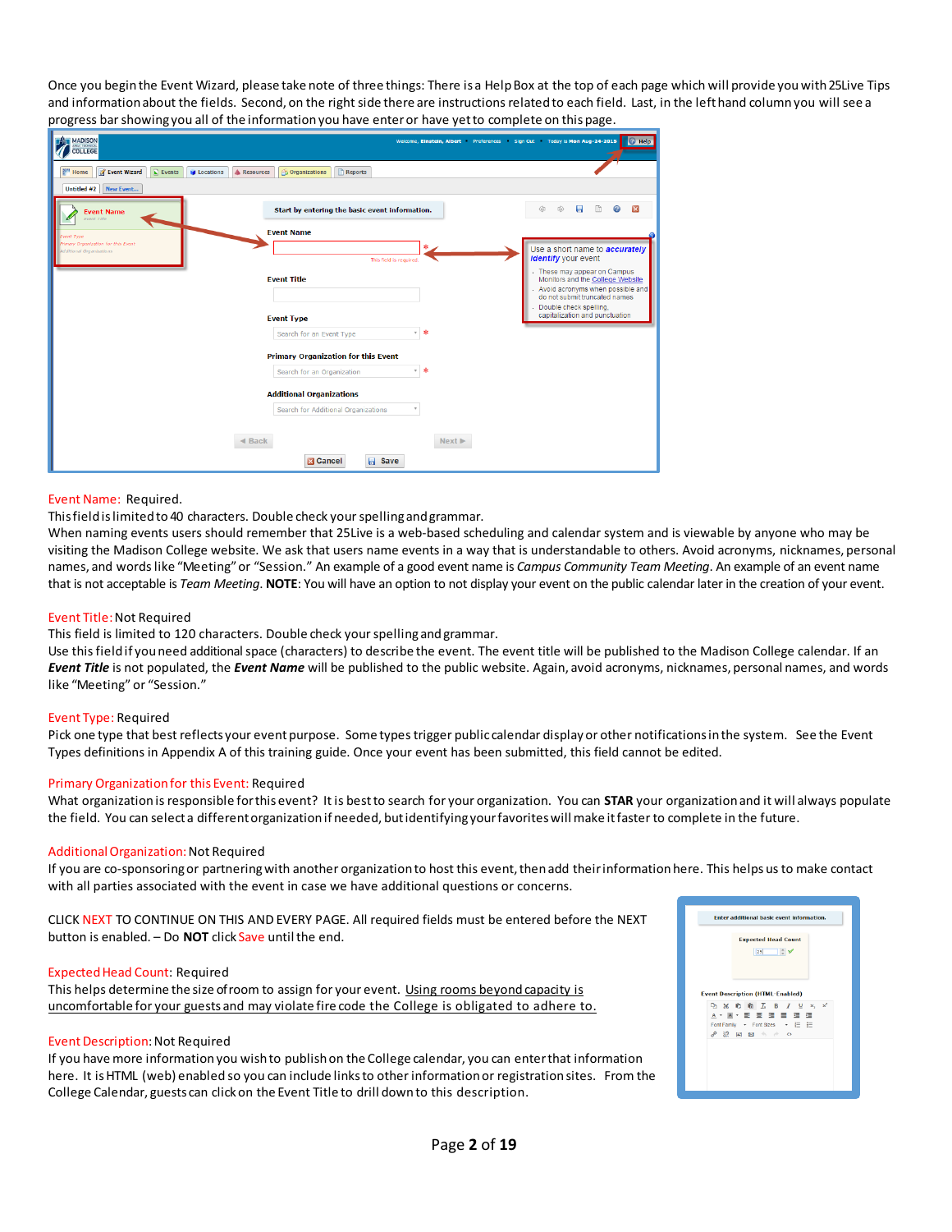Once you begin the Event Wizard, please take note of three things: There is a Help Box at the top of each page which will provide you with 25Live Tips and information about the fields. Second, on the right side there are instructions related to each field. Last, in the left hand column you will see a progress bar showing you all of the information you have enter or have yet to complete on this page.

Event Name: Required.
This field is limited to 40 characters. Double check your spelling and grammar.
When naming events users should remember that 25Live is a web-based scheduling and calendar system and is viewable by anyone who may be visiting the Madison College website. We ask that users name events in a way that is understandable to others. Avoid acronyms, nicknames, personal names, and words like "Meeting" or "Session." An example of a good event name is *Campus Community Team Meeting*. An example of an event name that is not acceptable is *Team Meeting*. **NOTE**: You will have an option to not display your event on the public calendar later in the creation of your event.

Event Title: Not Required
This field is limited to 120 characters. Double check your spelling and grammar.
Use this field if you need additional space (characters) to describe the event. The event title will be published to the Madison College calendar. If an ***Event Title*** is not populated, the ***Event Name*** will be published to the public website. Again, avoid acronyms, nicknames, personal names, and words like "Meeting" or "Session."

Event Type: Required
Pick one type that best reflects your event purpose. Some types trigger public calendar display or other notifications in the system. See the Event Types definitions in Appendix A of this training guide. Once your event has been submitted, this field cannot be edited.

Primary Organization for this Event: Required
What organization is responsible for this event? It is best to search for your organization. You can **STAR** your organization and it will always populate the field. You can select a different organization if needed, but identifying your favorites will make it faster to complete in the future.

Additional Organization: Not Required
If you are co-sponsoring or partnering with another organization to host this event, then add their information here. This helps us to make contact with all parties associated with the event in case we have additional questions or concerns.

CLICK NEXT TO CONTINUE ON THIS AND EVERY PAGE. All required fields must be entered before the NEXT button is enabled. – Do **NOT** click Save until the end.

Expected Head Count: Required
This helps determine the size of room to assign for your event. <u>Using rooms beyond capacity is uncomfortable for your guests and may violate fire code the College is obligated to adhere to.</u>

Event Description: Not Required
If you have more information you wish to publish on the College calendar, you can enter that information here. It is HTML (web) enabled so you can include links to other information or registration sites. From the College Calendar, guests can click on the Event Title to drill down to this description.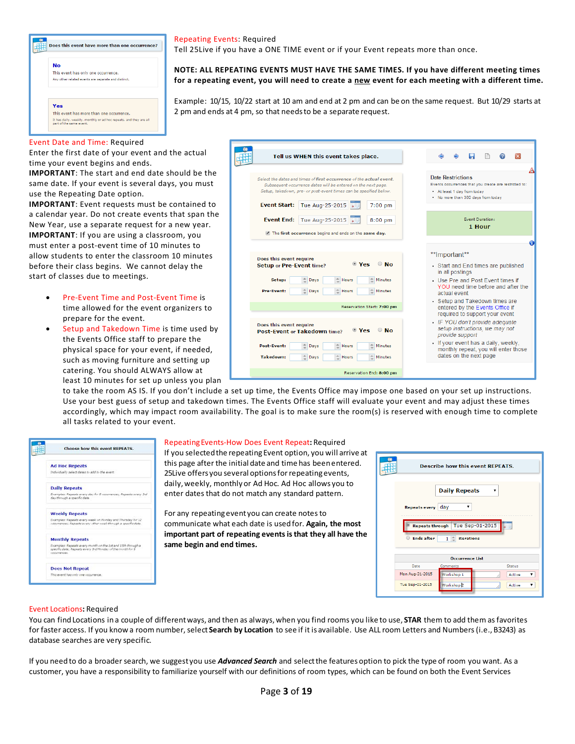**Repeating Events**: Required
Tell 25Live if you have a ONE TIME event or if your Event repeats more than once.

**NOTE: ALL REPEATING EVENTS MUST HAVE THE SAME TIMES. If you have different meeting times for a repeating event, you will need to create a new event for each meeting with a different time.**

Example: 10/15, 10/22 start at 10 am and end at 2 pm and can be on the same request. But 10/29 starts at 2 pm and ends at 4 pm, so that needs to be a separate request.

**Event Date and Time**: Required
Enter the first date of your event and the actual time your event begins and ends.
**IMPORTANT**: The start and end date should be the same date. If your event is several days, you must use the Repeating Date option.
**IMPORTANT**: Event requests must be contained to a calendar year. Do not create events that span the New Year, use a separate request for a new year.
**IMPORTANT**: If you are using a classroom, you must enter a post-event time of 10 minutes to allow students to enter the classroom 10 minutes before their class begins. We cannot delay the start of classes due to meetings.

- Pre-Event Time and Post-Event Time is time allowed for the event organizers to prepare for the event.
- Setup and Takedown Time is time used by the Events Office staff to prepare the physical space for your event, if needed, such as moving furniture and setting up catering. You should ALWAYS allow at least 10 minutes for set up unless you plan to take the room AS IS. If you don't include a set up time, the Events Office may impose one based on your set up instructions. Use your best guess of setup and takedown times. The Events Office staff will evaluate your event and may adjust these times accordingly, which may impact room availability. The goal is to make sure the room(s) is reserved with enough time to complete all tasks related to your event.

**Repeating Events-How Does Event Repeat**: Required
If you selected the repeating Event option, you will arrive at this page after the initial date and time has been entered. 25Live offers you several options for repeating events, daily, weekly, monthly or Ad Hoc. Ad Hoc allows you to enter dates that do not match any standard pattern.

For any repeating event you can create notes to communicate what each date is used for. **Again, the most important part of repeating events is that they all have the same begin and end times.**

**Event Locations**: Required
You can find Locations in a couple of different ways, and then as always, when you find rooms you like to use, **STAR** them to add them as favorites for faster access. If you know a room number, select **Search by Location** to see if it is available. Use ALL room Letters and Numbers (i.e., B3243) as database searches are very specific.

If you need to do a broader search, we suggest you use ***Advanced Search*** and select the features option to pick the type of room you want. As a customer, you have a responsibility to familiarize yourself with our definitions of room types, which can be found on both the Event Services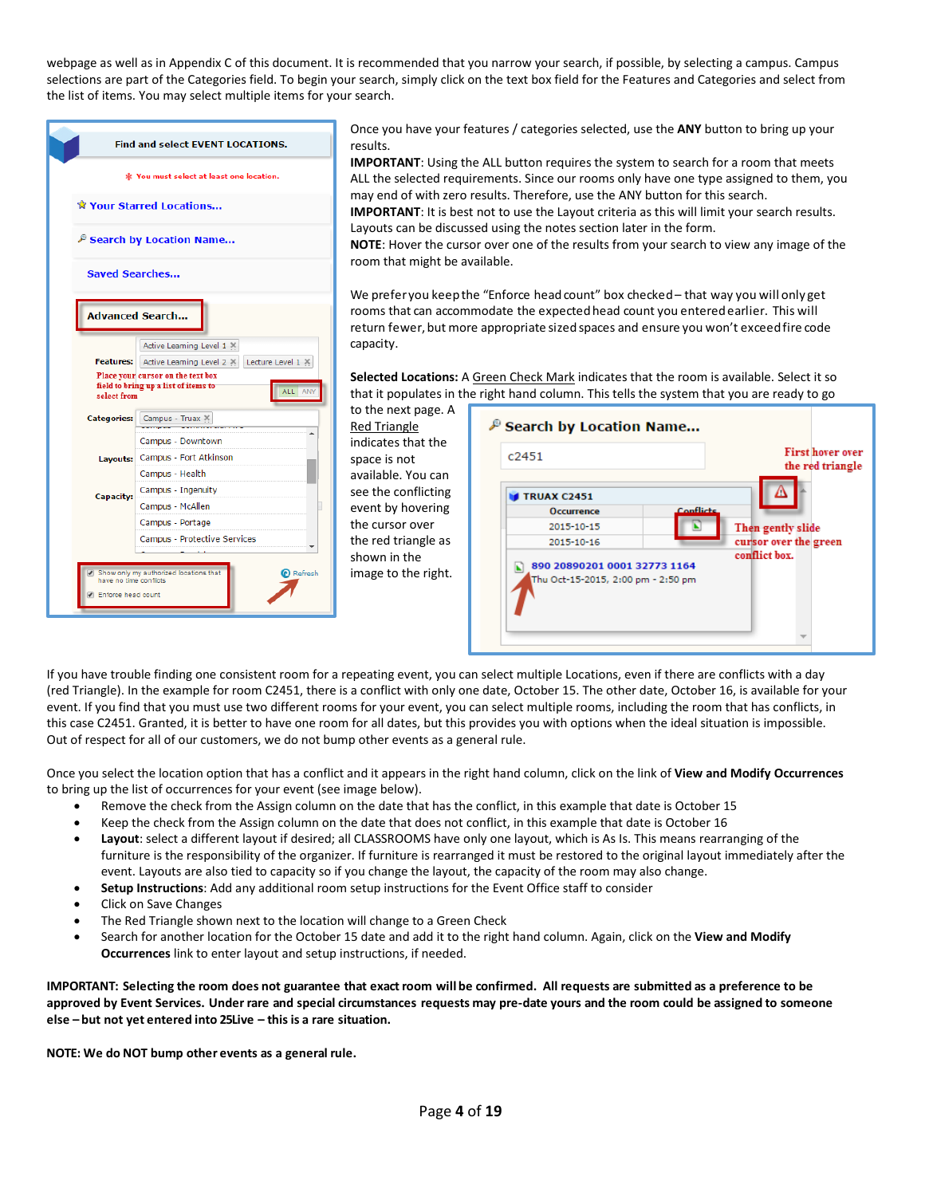webpage as well as in Appendix C of this document. It is recommended that you narrow your search, if possible, by selecting a campus. Campus selections are part of the Categories field. To begin your search, simply click on the text box field for the Features and Categories and select from the list of items. You may select multiple items for your search.

Once you have your features / categories selected, use the **ANY** button to bring up your results.

**IMPORTANT**: Using the ALL button requires the system to search for a room that meets ALL the selected requirements. Since our rooms only have one type assigned to them, you may end of with zero results. Therefore, use the ANY button for this search.

**IMPORTANT**: It is best not to use the Layout criteria as this will limit your search results. Layouts can be discussed using the notes section later in the form.

**NOTE**: Hover the cursor over one of the results from your search to view any image of the room that might be available.

We prefer you keep the "Enforce head count" box checked – that way you will only get rooms that can accommodate the expected head count you entered earlier. This will return fewer, but more appropriate sized spaces and ensure you won't exceed fire code capacity.

**Selected Locations:** A Green Check Mark indicates that the room is available. Select it so that it populates in the right hand column. This tells the system that you are ready to go to the next page. A Red Triangle indicates that the space is not available. You can see the conflicting event by hovering the cursor over the red triangle as shown in the image to the right.

If you have trouble finding one consistent room for a repeating event, you can select multiple Locations, even if there are conflicts with a day (red Triangle). In the example for room C2451, there is a conflict with only one date, October 15. The other date, October 16, is available for your event. If you find that you must use two different rooms for your event, you can select multiple rooms, including the room that has conflicts, in this case C2451. Granted, it is better to have one room for all dates, but this provides you with options when the ideal situation is impossible. Out of respect for all of our customers, we do not bump other events as a general rule.

Once you select the location option that has a conflict and it appears in the right hand column, click on the link of **View and Modify Occurrences** to bring up the list of occurrences for your event (see image below).

- Remove the check from the Assign column on the date that has the conflict, in this example that date is October 15
- Keep the check from the Assign column on the date that does not conflict, in this example that date is October 16
- **Layout**: select a different layout if desired; all CLASSROOMS have only one layout, which is As Is. This means rearranging of the furniture is the responsibility of the organizer. If furniture is rearranged it must be restored to the original layout immediately after the event. Layouts are also tied to capacity so if you change the layout, the capacity of the room may also change.
- **Setup Instructions**: Add any additional room setup instructions for the Event Office staff to consider
- Click on Save Changes
- The Red Triangle shown next to the location will change to a Green Check
- Search for another location for the October 15 date and add it to the right hand column. Again, click on the **View and Modify Occurrences** link to enter layout and setup instructions, if needed.

**IMPORTANT: Selecting the room does not guarantee that exact room will be confirmed. All requests are submitted as a preference to be approved by Event Services. Under rare and special circumstances requests may pre-date yours and the room could be assigned to someone else – but not yet entered into 25Live – this is a rare situation.**

**NOTE: We do NOT bump other events as a general rule.**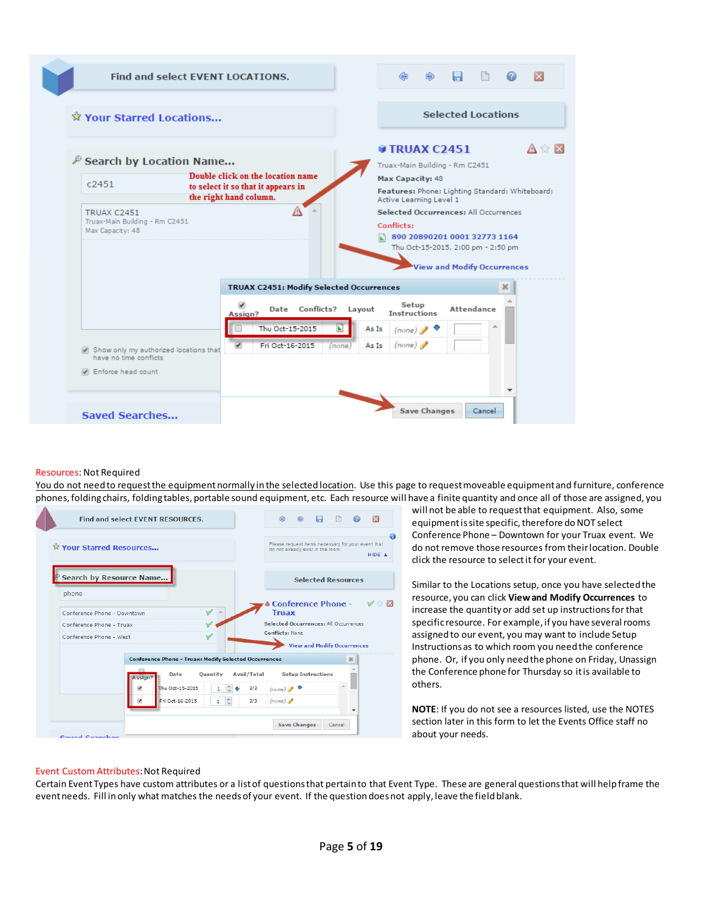Find and select EVENT LOCATIONS.

Your Starred Locations...

Search by Location Name...

c2451

Double click on the location name to select it so that it appears in the right hand column.

TRUAX C2451
Truax-Main Building - Rm C2451
Max Capacity: 48

Show only my authorized locations that have no time conflicts

Enforce head count

Saved Searches...

Selected Locations

**TRUAX C2451**
Truax-Main Building - Rm C2451
**Max Capacity:** 48
**Features:** Phone; Lighting Standard; Whiteboard; Active Learning Level 1
**Selected Occurrences:** All Occurrences
Conflicts:
890 20890201 0001 32773 1164
Thu Oct-15-2015, 2:00 pm - 2:50 pm
View and Modify Occurrences

**TRUAX C2451: Modify Selected Occurrences**

| Assign? | Date | Conflicts? | Layout | Setup Instructions | Attendance |
|---|---|---|---|---|---|
| ☐ | Thu Oct-15-2015 | | As Is | (none) | |
| ☑ | Fri Oct-16-2015 | (none) | As Is | (none) | |

Save Changes | Cancel

Resources: Not Required

You do not need to request the equipment normally in the selected location. Use this page to request moveable equipment and furniture, conference phones, folding chairs, folding tables, portable sound equipment, etc. Each resource will have a finite quantity and once all of those are assigned, you will not be able to request that equipment. Also, some equipment is site specific, therefore do NOT select Conference Phone – Downtown for your Truax event. We do not remove those resources from their location. Double click the resource to select it for your event.

Find and select EVENT RESOURCES.

Your Starred Resources...

Search by Resource Name...

phone

Conference Phone - Downtown
Conference Phone - Truax
Conference Phone - West

Please request items necessary for your event that do not already exist in the room. HIDE

Selected Resources

Conference Phone - Truax
Selected Occurrences: All Occurrences
Conflicts: None
View and Modify Occurrences

**Conference Phone - Truax: Modify Selected Occurrences**

| Assign? | Date | Quantity | Avail/Total | Setup Instructions |
|---|---|---|---|---|
| ☑ | Thu Oct-15-2015 | 1 | 3/3 | (none) |
| ☑ | Fri Oct-16-2015 | 1 | 3/3 | (none) |

Save Changes | Cancel

Similar to the Locations setup, once you have selected the resource, you can click **View and Modify Occurrences** to increase the quantity or add set up instructions for that specific resource. For example, if you have several rooms assigned to our event, you may want to include Setup Instructions as to which room you need the conference phone. Or, if you only need the phone on Friday, Unassign the Conference phone for Thursday so it is available to others.

**NOTE**: If you do not see a resources listed, use the NOTES section later in this form to let the Events Office staff no about your needs.

Event Custom Attributes: Not Required

Certain Event Types have custom attributes or a list of questions that pertain to that Event Type. These are general questions that will help frame the event needs. Fill in only what matches the needs of your event. If the question does not apply, leave the field blank.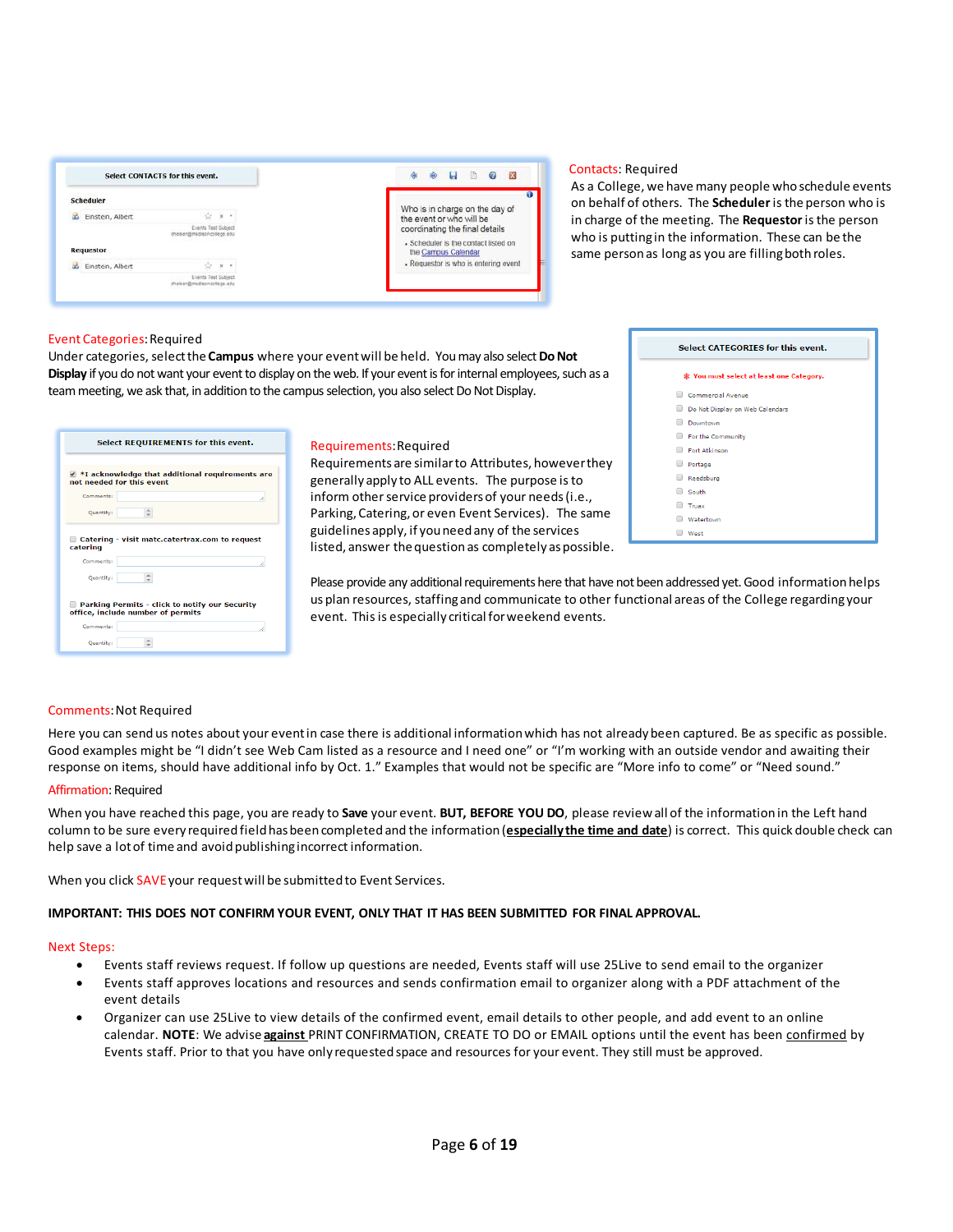Contacts: Required

As a College, we have many people who schedule events on behalf of others. The **Scheduler** is the person who is in charge of the meeting. The **Requestor** is the person who is putting in the information. These can be the same person as long as you are filling both roles.

Event Categories: Required

Under categories, select the **Campus** where your event will be held. You may also select **Do Not Display** if you do not want your event to display on the web. If your event is for internal employees, such as a team meeting, we ask that, in addition to the campus selection, you also select Do Not Display.

Requirements: Required

Requirements are similar to Attributes, however they generally apply to ALL events. The purpose is to inform other service providers of your needs (i.e., Parking, Catering, or even Event Services). The same guidelines apply, if you need any of the services listed, answer the question as completely as possible.

Please provide any additional requirements here that have not been addressed yet. Good information helps us plan resources, staffing and communicate to other functional areas of the College regarding your event. This is especially critical for weekend events.

Comments: Not Required

Here you can send us notes about your event in case there is additional information which has not already been captured. Be as specific as possible. Good examples might be "I didn't see Web Cam listed as a resource and I need one" or "I'm working with an outside vendor and awaiting their response on items, should have additional info by Oct. 1." Examples that would not be specific are "More info to come" or "Need sound."

Affirmation: Required

When you have reached this page, you are ready to **Save** your event. **BUT, BEFORE YOU DO**, please review all of the information in the Left hand column to be sure every required field has been completed and the information (**especially the time and date**) is correct. This quick double check can help save a lot of time and avoid publishing incorrect information.

When you click SAVE your request will be submitted to Event Services.

**IMPORTANT: THIS DOES NOT CONFIRM YOUR EVENT, ONLY THAT IT HAS BEEN SUBMITTED FOR FINAL APPROVAL.**

Next Steps:

- Events staff reviews request. If follow up questions are needed, Events staff will use 25Live to send email to the organizer
- Events staff approves locations and resources and sends confirmation email to organizer along with a PDF attachment of the event details
- Organizer can use 25Live to view details of the confirmed event, email details to other people, and add event to an online calendar. **NOTE**: We advise **against** PRINT CONFIRMATION, CREATE TO DO or EMAIL options until the event has been confirmed by Events staff. Prior to that you have only requested space and resources for your event. They still must be approved.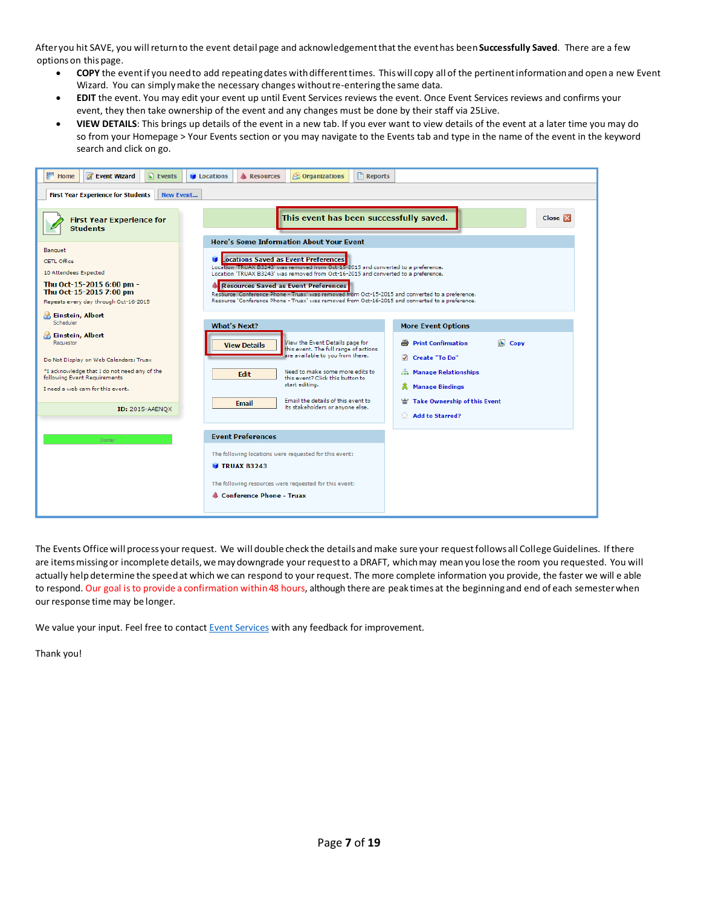After you hit SAVE, you will return to the event detail page and acknowledgement that the event has been **Successfully Saved**. There are a few options on this page.

- **COPY** the event if you need to add repeating dates with different times. This will copy all of the pertinent information and open a new Event Wizard. You can simply make the necessary changes without re-entering the same data.
- **EDIT** the event. You may edit your event up until Event Services reviews the event. Once Event Services reviews and confirms your event, they then take ownership of the event and any changes must be done by their staff via 25Live.
- **VIEW DETAILS**: This brings up details of the event in a new tab. If you ever want to view details of the event at a later time you may do so from your Homepage > Your Events section or you may navigate to the Events tab and type in the name of the event in the keyword search and click on go.

The Events Office will process your request. We will double check the details and make sure your request follows all College Guidelines. If there are items missing or incomplete details, we may downgrade your request to a DRAFT, which may mean you lose the room you requested. You will actually help determine the speed at which we can respond to your request. The more complete information you provide, the faster we will e able to respond. Our goal is to provide a confirmation within 48 hours, although there are peak times at the beginning and end of each semester when our response time may be longer.

We value your input. Feel free to contact Event Services with any feedback for improvement.

Thank you!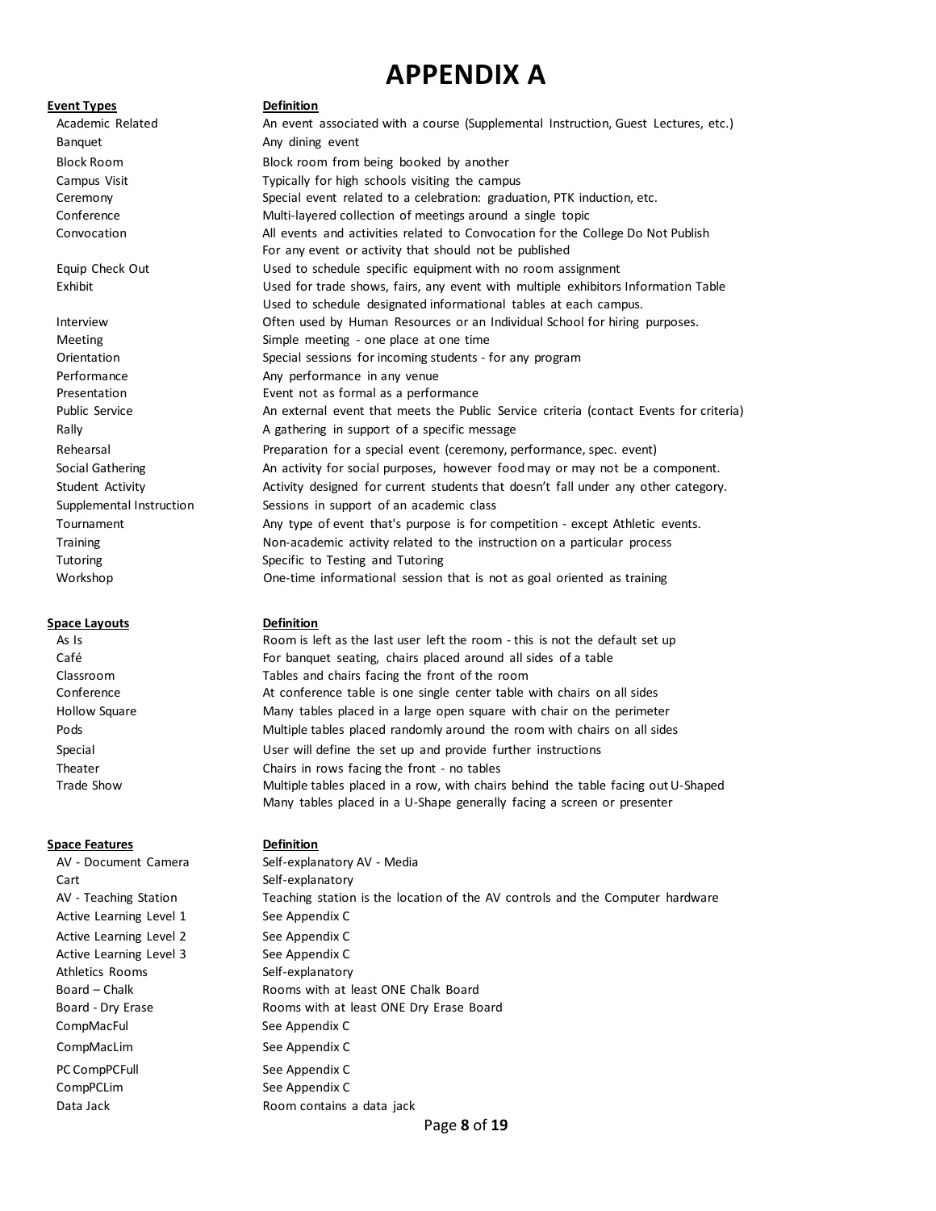# APPENDIX A

| Event Types | Definition |
| --- | --- |
| Academic Related | An event associated with a course (Supplemental Instruction, Guest Lectures, etc.) |
| Banquet | Any dining event |
| Block Room | Block room from being booked by another |
| Campus Visit | Typically for high schools visiting the campus |
| Ceremony | Special event related to a celebration: graduation, PTK induction, etc. |
| Conference | Multi-layered collection of meetings around a single topic |
| Convocation | All events and activities related to Convocation for the College Do Not Publish |
| | For any event or activity that should not be published |
| Equip Check Out | Used to schedule specific equipment with no room assignment |
| Exhibit | Used for trade shows, fairs, any event with multiple exhibitors Information Table |
| | Used to schedule designated informational tables at each campus. |
| Interview | Often used by Human Resources or an Individual School for hiring purposes. |
| Meeting | Simple meeting - one place at one time |
| Orientation | Special sessions for incoming students - for any program |
| Performance | Any performance in any venue |
| Presentation | Event not as formal as a performance |
| Public Service | An external event that meets the Public Service criteria (contact Events for criteria) |
| Rally | A gathering in support of a specific message |
| Rehearsal | Preparation for a special event (ceremony, performance, spec. event) |
| Social Gathering | An activity for social purposes, however food may or may not be a component. |
| Student Activity | Activity designed for current students that doesn't fall under any other category. |
| Supplemental Instruction | Sessions in support of an academic class |
| Tournament | Any type of event that's purpose is for competition - except Athletic events. |
| Training | Non-academic activity related to the instruction on a particular process |
| Tutoring | Specific to Testing and Tutoring |
| Workshop | One-time informational session that is not as goal oriented as training |

| Space Layouts | Definition |
| --- | --- |
| As Is | Room is left as the last user left the room - this is not the default set up |
| Café | For banquet seating, chairs placed around all sides of a table |
| Classroom | Tables and chairs facing the front of the room |
| Conference | At conference table is one single center table with chairs on all sides |
| Hollow Square | Many tables placed in a large open square with chair on the perimeter |
| Pods | Multiple tables placed randomly around the room with chairs on all sides |
| Special | User will define the set up and provide further instructions |
| Theater | Chairs in rows facing the front - no tables |
| Trade Show | Multiple tables placed in a row, with chairs behind the table facing out U-Shaped |
| | Many tables placed in a U-Shape generally facing a screen or presenter |

| Space Features | Definition |
| --- | --- |
| AV - Document Camera | Self-explanatory AV - Media |
| Cart | Self-explanatory |
| AV - Teaching Station | Teaching station is the location of the AV controls and the Computer hardware |
| Active Learning Level 1 | See Appendix C |
| Active Learning Level 2 | See Appendix C |
| Active Learning Level 3 | See Appendix C |
| Athletics Rooms | Self-explanatory |
| Board – Chalk | Rooms with at least ONE Chalk Board |
| Board - Dry Erase | Rooms with at least ONE Dry Erase Board |
| CompMacFul | See Appendix C |
| CompMacLim | See Appendix C |
| PC CompPCFull | See Appendix C |
| CompPCLim | See Appendix C |
| Data Jack | Room contains a data jack |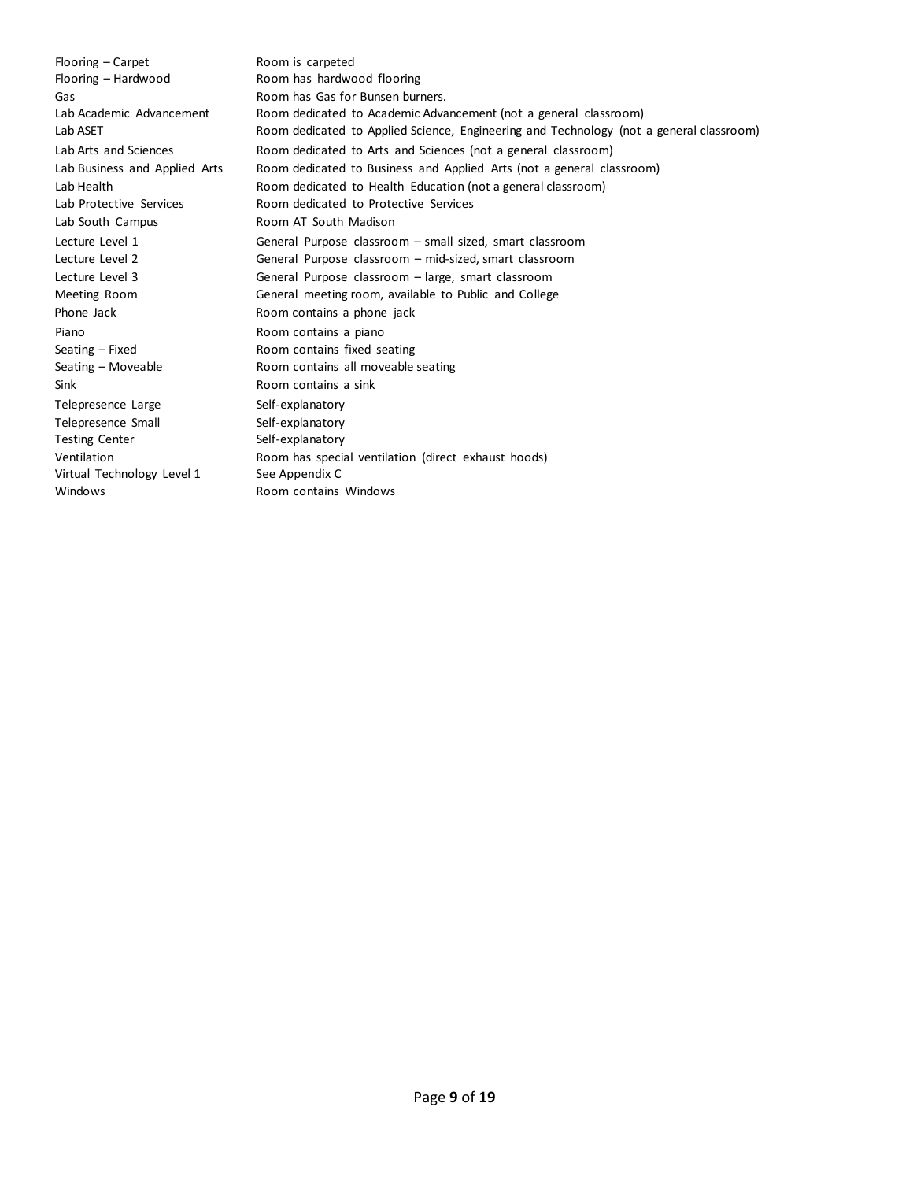| | |
|---|---|
| Flooring – Carpet | Room is carpeted |
| Flooring – Hardwood | Room has hardwood flooring |
| Gas | Room has Gas for Bunsen burners. |
| Lab Academic Advancement | Room dedicated to Academic Advancement (not a general classroom) |
| Lab ASET | Room dedicated to Applied Science, Engineering and Technology (not a general classroom) |
| Lab Arts and Sciences | Room dedicated to Arts and Sciences (not a general classroom) |
| Lab Business and Applied Arts | Room dedicated to Business and Applied Arts (not a general classroom) |
| Lab Health | Room dedicated to Health Education (not a general classroom) |
| Lab Protective Services | Room dedicated to Protective Services |
| Lab South Campus | Room AT South Madison |
| Lecture Level 1 | General Purpose classroom – small sized, smart classroom |
| Lecture Level 2 | General Purpose classroom – mid-sized, smart classroom |
| Lecture Level 3 | General Purpose classroom – large, smart classroom |
| Meeting Room | General meeting room, available to Public and College |
| Phone Jack | Room contains a phone jack |
| Piano | Room contains a piano |
| Seating – Fixed | Room contains fixed seating |
| Seating – Moveable | Room contains all moveable seating |
| Sink | Room contains a sink |
| Telepresence Large | Self-explanatory |
| Telepresence Small | Self-explanatory |
| Testing Center | Self-explanatory |
| Ventilation | Room has special ventilation (direct exhaust hoods) |
| Virtual Technology Level 1 | See Appendix C |
| Windows | Room contains Windows |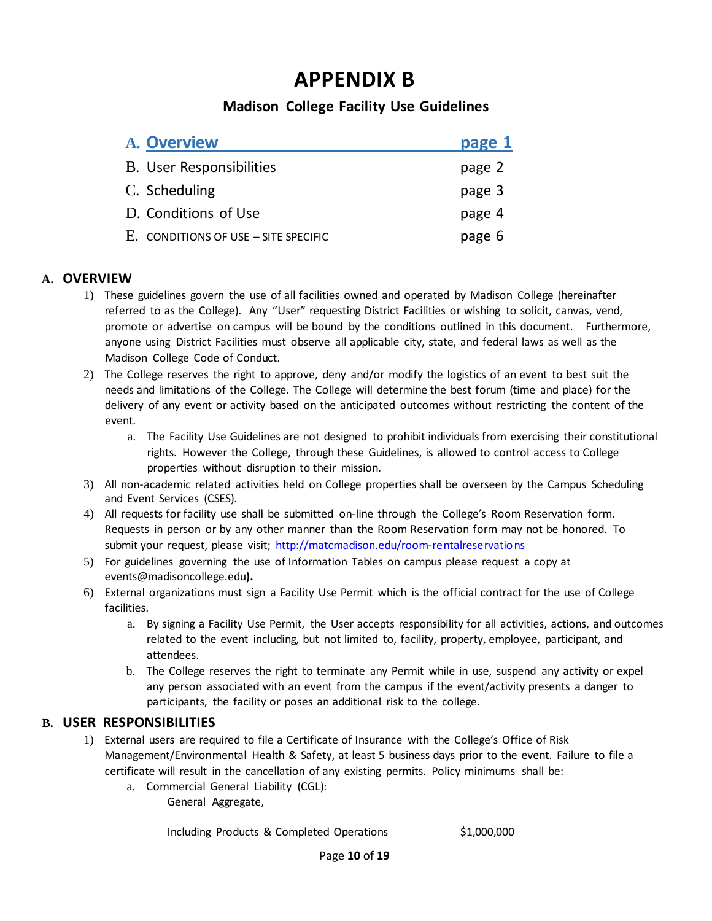# APPENDIX B

## Madison College Facility Use Guidelines

| | |
|---|---|
| A. Overview | page 1 |
| B. User Responsibilities | page 2 |
| C. Scheduling | page 3 |
| D. Conditions of Use | page 4 |
| E. CONDITIONS OF USE – SITE SPECIFIC | page 6 |

## A. OVERVIEW

1) These guidelines govern the use of all facilities owned and operated by Madison College (hereinafter referred to as the College). Any "User" requesting District Facilities or wishing to solicit, canvas, vend, promote or advertise on campus will be bound by the conditions outlined in this document. Furthermore, anyone using District Facilities must observe all applicable city, state, and federal laws as well as the Madison College Code of Conduct.
2) The College reserves the right to approve, deny and/or modify the logistics of an event to best suit the needs and limitations of the College. The College will determine the best forum (time and place) for the delivery of any event or activity based on the anticipated outcomes without restricting the content of the event.
   a. The Facility Use Guidelines are not designed to prohibit individuals from exercising their constitutional rights. However the College, through these Guidelines, is allowed to control access to College properties without disruption to their mission.
3) All non-academic related activities held on College properties shall be overseen by the Campus Scheduling and Event Services (CSES).
4) All requests for facility use shall be submitted on-line through the College's Room Reservation form. Requests in person or by any other manner than the Room Reservation form may not be honored. To submit your request, please visit; http://matcmadison.edu/room-rentalreservations
5) For guidelines governing the use of Information Tables on campus please request a copy at events@madisoncollege.edu**).**
6) External organizations must sign a Facility Use Permit which is the official contract for the use of College facilities.
   a. By signing a Facility Use Permit, the User accepts responsibility for all activities, actions, and outcomes related to the event including, but not limited to, facility, property, employee, participant, and attendees.
   b. The College reserves the right to terminate any Permit while in use, suspend any activity or expel any person associated with an event from the campus if the event/activity presents a danger to participants, the facility or poses an additional risk to the college.

## B. USER RESPONSIBILITIES

1) External users are required to file a Certificate of Insurance with the College's Office of Risk Management/Environmental Health & Safety, at least 5 business days prior to the event. Failure to file a certificate will result in the cancellation of any existing permits. Policy minimums shall be:
   a. Commercial General Liability (CGL):

      General Aggregate,

      Including Products & Completed Operations $1,000,000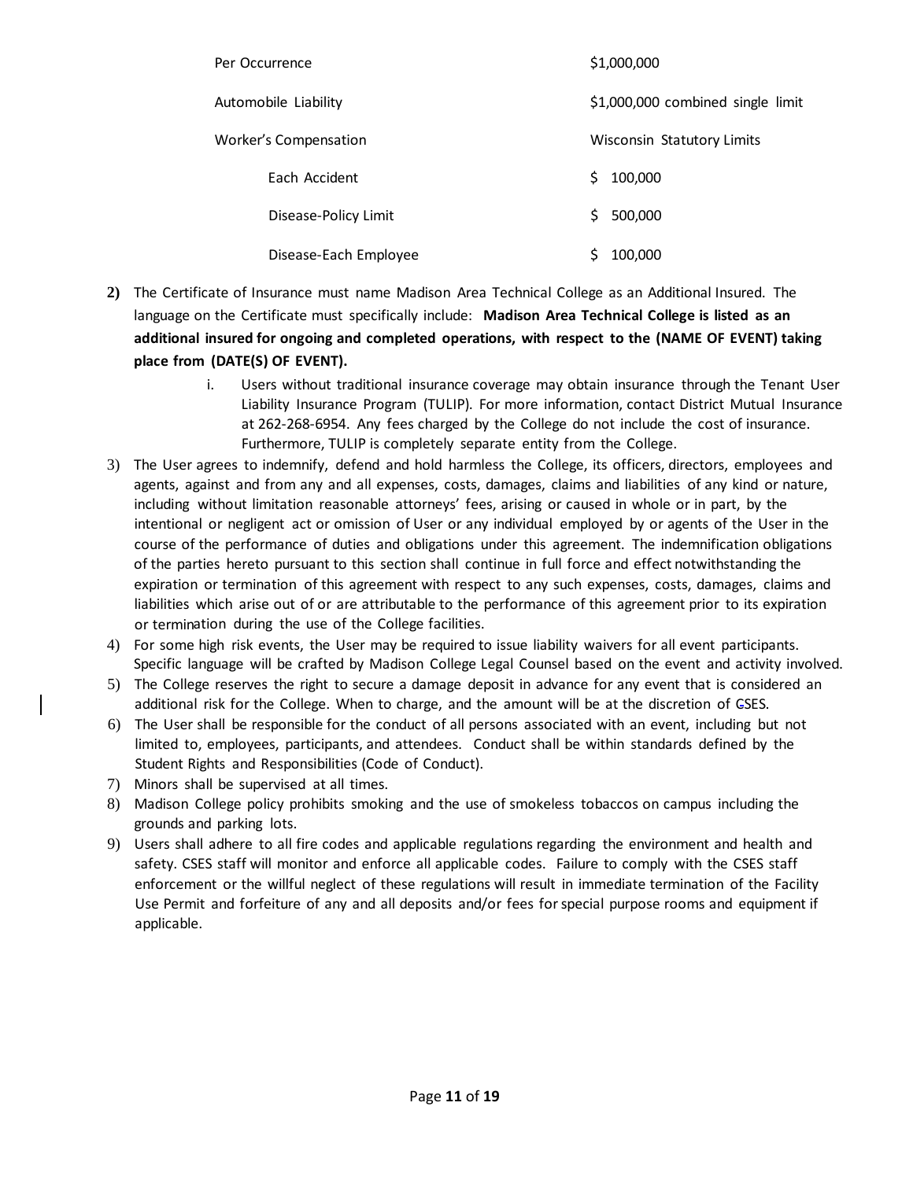| | |
|---|---|
| Per Occurrence | $1,000,000 |
| Automobile Liability | $1,000,000 combined single limit |
| Worker's Compensation | Wisconsin Statutory Limits |
| Each Accident | $ 100,000 |
| Disease-Policy Limit | $ 500,000 |
| Disease-Each Employee | $ 100,000 |

2) The Certificate of Insurance must name Madison Area Technical College as an Additional Insured. The language on the Certificate must specifically include: **Madison Area Technical College is listed as an additional insured for ongoing and completed operations, with respect to the (NAME OF EVENT) taking place from (DATE(S) OF EVENT).**
   i. Users without traditional insurance coverage may obtain insurance through the Tenant User Liability Insurance Program (TULIP). For more information, contact District Mutual Insurance at 262-268-6954. Any fees charged by the College do not include the cost of insurance. Furthermore, TULIP is completely separate entity from the College.
3) The User agrees to indemnify, defend and hold harmless the College, its officers, directors, employees and agents, against and from any and all expenses, costs, damages, claims and liabilities of any kind or nature, including without limitation reasonable attorneys' fees, arising or caused in whole or in part, by the intentional or negligent act or omission of User or any individual employed by or agents of the User in the course of the performance of duties and obligations under this agreement. The indemnification obligations of the parties hereto pursuant to this section shall continue in full force and effect notwithstanding the expiration or termination of this agreement with respect to any such expenses, costs, damages, claims and liabilities which arise out of or are attributable to the performance of this agreement prior to its expiration or termination during the use of the College facilities.
4) For some high risk events, the User may be required to issue liability waivers for all event participants. Specific language will be crafted by Madison College Legal Counsel based on the event and activity involved.
5) The College reserves the right to secure a damage deposit in advance for any event that is considered an additional risk for the College. When to charge, and the amount will be at the discretion of CSES.
6) The User shall be responsible for the conduct of all persons associated with an event, including but not limited to, employees, participants, and attendees. Conduct shall be within standards defined by the Student Rights and Responsibilities (Code of Conduct).
7) Minors shall be supervised at all times.
8) Madison College policy prohibits smoking and the use of smokeless tobaccos on campus including the grounds and parking lots.
9) Users shall adhere to all fire codes and applicable regulations regarding the environment and health and safety. CSES staff will monitor and enforce all applicable codes. Failure to comply with the CSES staff enforcement or the willful neglect of these regulations will result in immediate termination of the Facility Use Permit and forfeiture of any and all deposits and/or fees for special purpose rooms and equipment if applicable.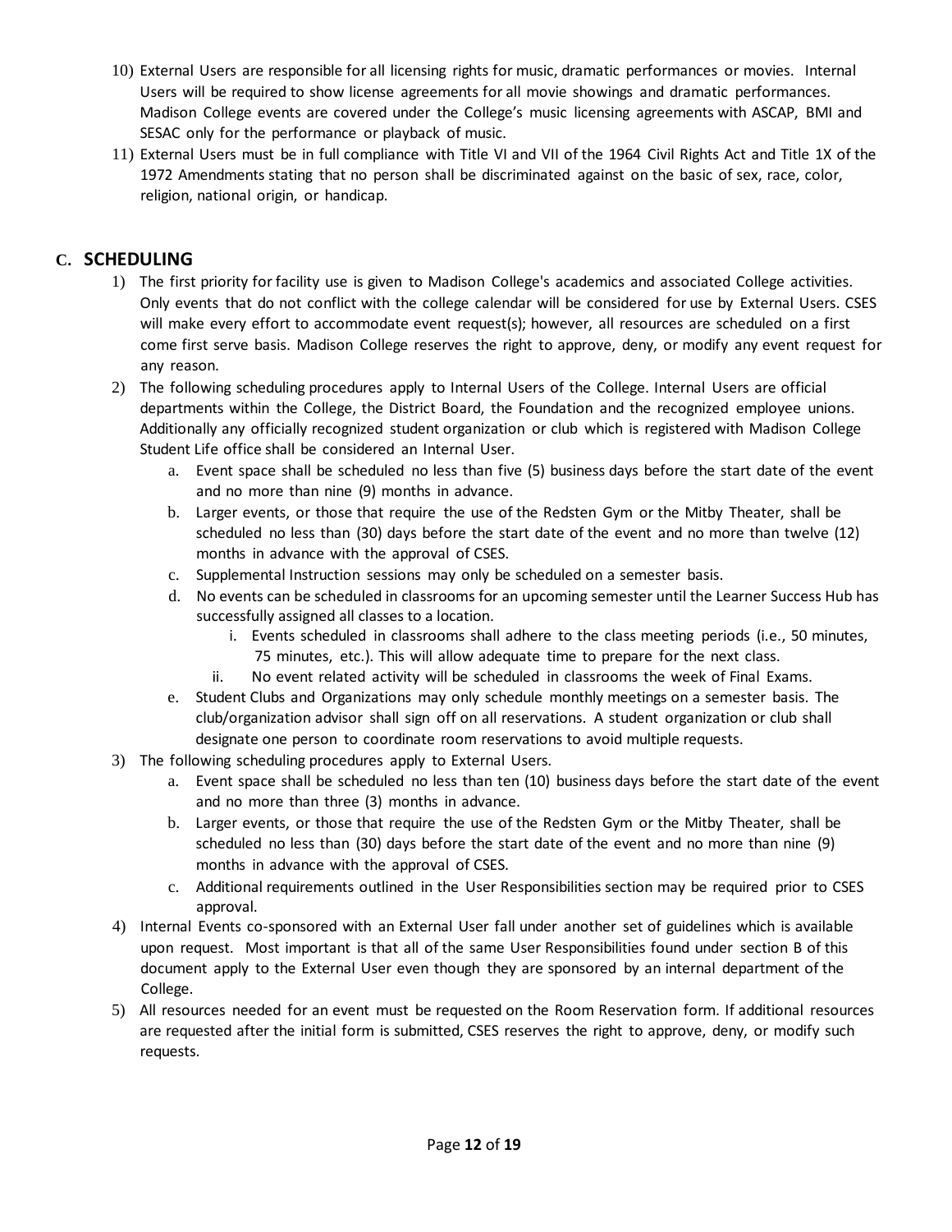10) External Users are responsible for all licensing rights for music, dramatic performances or movies. Internal Users will be required to show license agreements for all movie showings and dramatic performances. Madison College events are covered under the College's music licensing agreements with ASCAP, BMI and SESAC only for the performance or playback of music.
11) External Users must be in full compliance with Title VI and VII of the 1964 Civil Rights Act and Title 1X of the 1972 Amendments stating that no person shall be discriminated against on the basic of sex, race, color, religion, national origin, or handicap.

## C. SCHEDULING

1) The first priority for facility use is given to Madison College's academics and associated College activities. Only events that do not conflict with the college calendar will be considered for use by External Users. CSES will make every effort to accommodate event request(s); however, all resources are scheduled on a first come first serve basis. Madison College reserves the right to approve, deny, or modify any event request for any reason.
2) The following scheduling procedures apply to Internal Users of the College. Internal Users are official departments within the College, the District Board, the Foundation and the recognized employee unions. Additionally any officially recognized student organization or club which is registered with Madison College Student Life office shall be considered an Internal User.
    a. Event space shall be scheduled no less than five (5) business days before the start date of the event and no more than nine (9) months in advance.
    b. Larger events, or those that require the use of the Redsten Gym or the Mitby Theater, shall be scheduled no less than (30) days before the start date of the event and no more than twelve (12) months in advance with the approval of CSES.
    c. Supplemental Instruction sessions may only be scheduled on a semester basis.
    d. No events can be scheduled in classrooms for an upcoming semester until the Learner Success Hub has successfully assigned all classes to a location.
        i. Events scheduled in classrooms shall adhere to the class meeting periods (i.e., 50 minutes, 75 minutes, etc.). This will allow adequate time to prepare for the next class.
        ii. No event related activity will be scheduled in classrooms the week of Final Exams.
    e. Student Clubs and Organizations may only schedule monthly meetings on a semester basis. The club/organization advisor shall sign off on all reservations. A student organization or club shall designate one person to coordinate room reservations to avoid multiple requests.
3) The following scheduling procedures apply to External Users.
    a. Event space shall be scheduled no less than ten (10) business days before the start date of the event and no more than three (3) months in advance.
    b. Larger events, or those that require the use of the Redsten Gym or the Mitby Theater, shall be scheduled no less than (30) days before the start date of the event and no more than nine (9) months in advance with the approval of CSES.
    c. Additional requirements outlined in the User Responsibilities section may be required prior to CSES approval.
4) Internal Events co-sponsored with an External User fall under another set of guidelines which is available upon request. Most important is that all of the same User Responsibilities found under section B of this document apply to the External User even though they are sponsored by an internal department of the College.
5) All resources needed for an event must be requested on the Room Reservation form. If additional resources are requested after the initial form is submitted, CSES reserves the right to approve, deny, or modify such requests.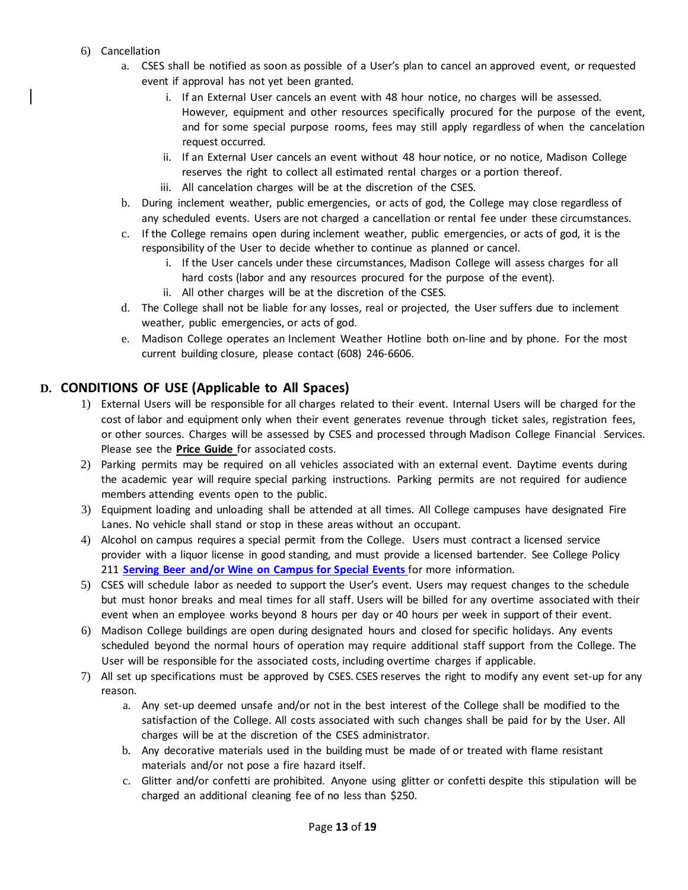6) Cancellation
   a. CSES shall be notified as soon as possible of a User's plan to cancel an approved event, or requested event if approval has not yet been granted.
      i. If an External User cancels an event with 48 hour notice, no charges will be assessed. However, equipment and other resources specifically procured for the purpose of the event, and for some special purpose rooms, fees may still apply regardless of when the cancelation request occurred.
      ii. If an External User cancels an event without 48 hour notice, or no notice, Madison College reserves the right to collect all estimated rental charges or a portion thereof.
      iii. All cancelation charges will be at the discretion of the CSES.
   b. During inclement weather, public emergencies, or acts of god, the College may close regardless of any scheduled events. Users are not charged a cancellation or rental fee under these circumstances.
   c. If the College remains open during inclement weather, public emergencies, or acts of god, it is the responsibility of the User to decide whether to continue as planned or cancel.
      i. If the User cancels under these circumstances, Madison College will assess charges for all hard costs (labor and any resources procured for the purpose of the event).
      ii. All other charges will be at the discretion of the CSES.
   d. The College shall not be liable for any losses, real or projected, the User suffers due to inclement weather, public emergencies, or acts of god.
   e. Madison College operates an Inclement Weather Hotline both on-line and by phone. For the most current building closure, please contact (608) 246-6606.

## D. CONDITIONS OF USE (Applicable to All Spaces)

1) External Users will be responsible for all charges related to their event. Internal Users will be charged for the cost of labor and equipment only when their event generates revenue through ticket sales, registration fees, or other sources. Charges will be assessed by CSES and processed through Madison College Financial Services. Please see the **Price Guide** for associated costs.
2) Parking permits may be required on all vehicles associated with an external event. Daytime events during the academic year will require special parking instructions. Parking permits are not required for audience members attending events open to the public.
3) Equipment loading and unloading shall be attended at all times. All College campuses have designated Fire Lanes. No vehicle shall stand or stop in these areas without an occupant.
4) Alcohol on campus requires a special permit from the College. Users must contract a licensed service provider with a liquor license in good standing, and must provide a licensed bartender. See College Policy 211 **Serving Beer and/or Wine on Campus for Special Events** for more information.
5) CSES will schedule labor as needed to support the User's event. Users may request changes to the schedule but must honor breaks and meal times for all staff. Users will be billed for any overtime associated with their event when an employee works beyond 8 hours per day or 40 hours per week in support of their event.
6) Madison College buildings are open during designated hours and closed for specific holidays. Any events scheduled beyond the normal hours of operation may require additional staff support from the College. The User will be responsible for the associated costs, including overtime charges if applicable.
7) All set up specifications must be approved by CSES. CSES reserves the right to modify any event set-up for any reason.
   a. Any set-up deemed unsafe and/or not in the best interest of the College shall be modified to the satisfaction of the College. All costs associated with such changes shall be paid for by the User. All charges will be at the discretion of the CSES administrator.
   b. Any decorative materials used in the building must be made of or treated with flame resistant materials and/or not pose a fire hazard itself.
   c. Glitter and/or confetti are prohibited. Anyone using glitter or confetti despite this stipulation will be charged an additional cleaning fee of no less than $250.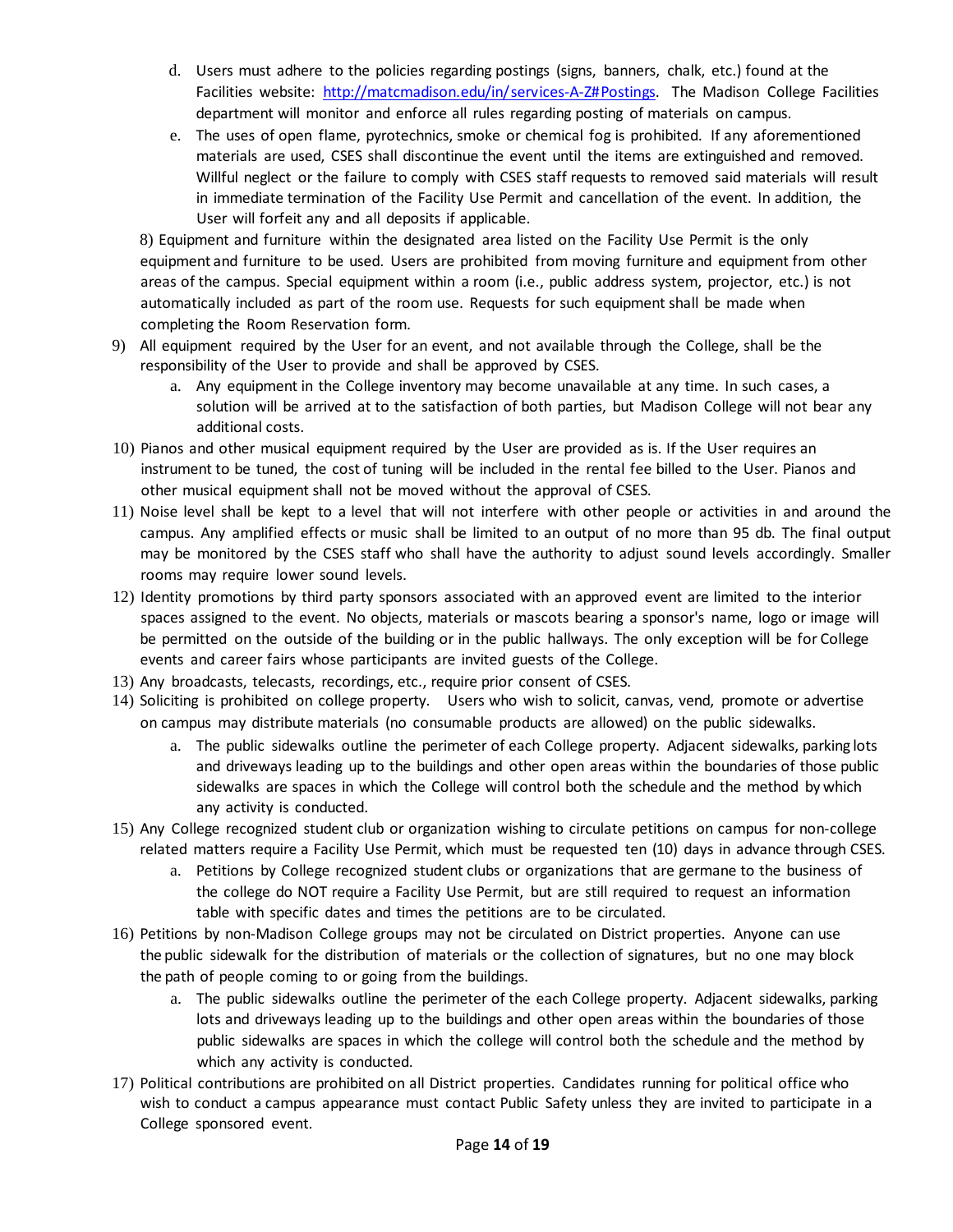d. Users must adhere to the policies regarding postings (signs, banners, chalk, etc.) found at the Facilities website: [http://matcmadison.edu/in/services-A-Z#Postings](http://matcmadison.edu/in/services-A-Z#Postings). The Madison College Facilities department will monitor and enforce all rules regarding posting of materials on campus.

e. The uses of open flame, pyrotechnics, smoke or chemical fog is prohibited. If any aforementioned materials are used, CSES shall discontinue the event until the items are extinguished and removed. Willful neglect or the failure to comply with CSES staff requests to removed said materials will result in immediate termination of the Facility Use Permit and cancellation of the event. In addition, the User will forfeit any and all deposits if applicable.

8) Equipment and furniture within the designated area listed on the Facility Use Permit is the only equipment and furniture to be used. Users are prohibited from moving furniture and equipment from other areas of the campus. Special equipment within a room (i.e., public address system, projector, etc.) is not automatically included as part of the room use. Requests for such equipment shall be made when completing the Room Reservation form.

9) All equipment required by the User for an event, and not available through the College, shall be the responsibility of the User to provide and shall be approved by CSES.
    a. Any equipment in the College inventory may become unavailable at any time. In such cases, a solution will be arrived at to the satisfaction of both parties, but Madison College will not bear any additional costs.

10) Pianos and other musical equipment required by the User are provided as is. If the User requires an instrument to be tuned, the cost of tuning will be included in the rental fee billed to the User. Pianos and other musical equipment shall not be moved without the approval of CSES.

11) Noise level shall be kept to a level that will not interfere with other people or activities in and around the campus. Any amplified effects or music shall be limited to an output of no more than 95 db. The final output may be monitored by the CSES staff who shall have the authority to adjust sound levels accordingly. Smaller rooms may require lower sound levels.

12) Identity promotions by third party sponsors associated with an approved event are limited to the interior spaces assigned to the event. No objects, materials or mascots bearing a sponsor's name, logo or image will be permitted on the outside of the building or in the public hallways. The only exception will be for College events and career fairs whose participants are invited guests of the College.

13) Any broadcasts, telecasts, recordings, etc., require prior consent of CSES.

14) Soliciting is prohibited on college property. Users who wish to solicit, canvas, vend, promote or advertise on campus may distribute materials (no consumable products are allowed) on the public sidewalks.
    a. The public sidewalks outline the perimeter of each College property. Adjacent sidewalks, parking lots and driveways leading up to the buildings and other open areas within the boundaries of those public sidewalks are spaces in which the College will control both the schedule and the method by which any activity is conducted.

15) Any College recognized student club or organization wishing to circulate petitions on campus for non-college related matters require a Facility Use Permit, which must be requested ten (10) days in advance through CSES.
    a. Petitions by College recognized student clubs or organizations that are germane to the business of the college do NOT require a Facility Use Permit, but are still required to request an information table with specific dates and times the petitions are to be circulated.

16) Petitions by non-Madison College groups may not be circulated on District properties. Anyone can use the public sidewalk for the distribution of materials or the collection of signatures, but no one may block the path of people coming to or going from the buildings.
    a. The public sidewalks outline the perimeter of the each College property. Adjacent sidewalks, parking lots and driveways leading up to the buildings and other open areas within the boundaries of those public sidewalks are spaces in which the college will control both the schedule and the method by which any activity is conducted.

17) Political contributions are prohibited on all District properties. Candidates running for political office who wish to conduct a campus appearance must contact Public Safety unless they are invited to participate in a College sponsored event.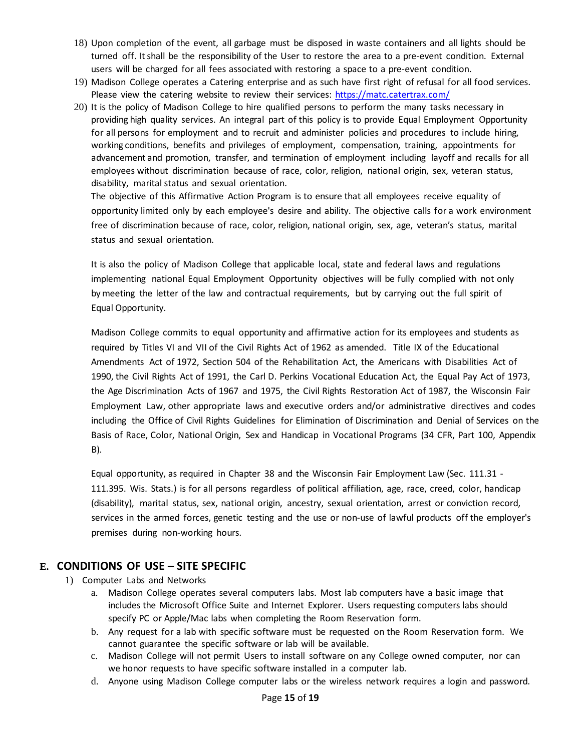18) Upon completion of the event, all garbage must be disposed in waste containers and all lights should be turned off. It shall be the responsibility of the User to restore the area to a pre-event condition. External users will be charged for all fees associated with restoring a space to a pre-event condition.
19) Madison College operates a Catering enterprise and as such have first right of refusal for all food services. Please view the catering website to review their services: https://matc.catertrax.com/
20) It is the policy of Madison College to hire qualified persons to perform the many tasks necessary in providing high quality services. An integral part of this policy is to provide Equal Employment Opportunity for all persons for employment and to recruit and administer policies and procedures to include hiring, working conditions, benefits and privileges of employment, compensation, training, appointments for advancement and promotion, transfer, and termination of employment including layoff and recalls for all employees without discrimination because of race, color, religion, national origin, sex, veteran status, disability, marital status and sexual orientation.
    The objective of this Affirmative Action Program is to ensure that all employees receive equality of opportunity limited only by each employee's desire and ability. The objective calls for a work environment free of discrimination because of race, color, religion, national origin, sex, age, veteran's status, marital status and sexual orientation.

    It is also the policy of Madison College that applicable local, state and federal laws and regulations implementing national Equal Employment Opportunity objectives will be fully complied with not only by meeting the letter of the law and contractual requirements, but by carrying out the full spirit of Equal Opportunity.

    Madison College commits to equal opportunity and affirmative action for its employees and students as required by Titles VI and VII of the Civil Rights Act of 1962 as amended. Title IX of the Educational Amendments Act of 1972, Section 504 of the Rehabilitation Act, the Americans with Disabilities Act of 1990, the Civil Rights Act of 1991, the Carl D. Perkins Vocational Education Act, the Equal Pay Act of 1973, the Age Discrimination Acts of 1967 and 1975, the Civil Rights Restoration Act of 1987, the Wisconsin Fair Employment Law, other appropriate laws and executive orders and/or administrative directives and codes including the Office of Civil Rights Guidelines for Elimination of Discrimination and Denial of Services on the Basis of Race, Color, National Origin, Sex and Handicap in Vocational Programs (34 CFR, Part 100, Appendix B).

    Equal opportunity, as required in Chapter 38 and the Wisconsin Fair Employment Law (Sec. 111.31 - 111.395. Wis. Stats.) is for all persons regardless of political affiliation, age, race, creed, color, handicap (disability), marital status, sex, national origin, ancestry, sexual orientation, arrest or conviction record, services in the armed forces, genetic testing and the use or non-use of lawful products off the employer's premises during non-working hours.

## E. CONDITIONS OF USE – SITE SPECIFIC

1) Computer Labs and Networks
    a. Madison College operates several computers labs. Most lab computers have a basic image that includes the Microsoft Office Suite and Internet Explorer. Users requesting computers labs should specify PC or Apple/Mac labs when completing the Room Reservation form.
    b. Any request for a lab with specific software must be requested on the Room Reservation form. We cannot guarantee the specific software or lab will be available.
    c. Madison College will not permit Users to install software on any College owned computer, nor can we honor requests to have specific software installed in a computer lab.
    d. Anyone using Madison College computer labs or the wireless network requires a login and password.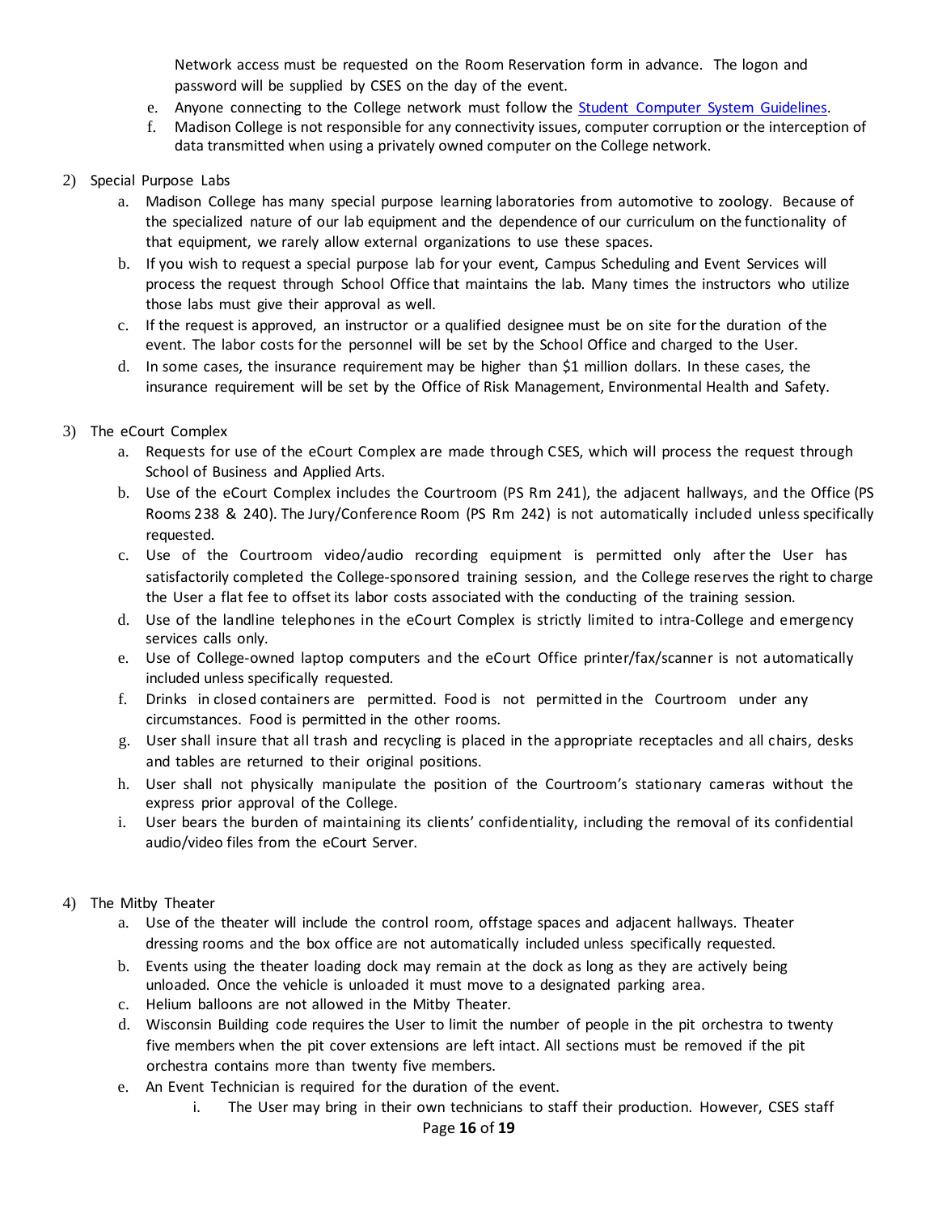Network access must be requested on the Room Reservation form in advance. The logon and password will be supplied by CSES on the day of the event.

e. Anyone connecting to the College network must follow the [Student Computer System Guidelines](#).
f. Madison College is not responsible for any connectivity issues, computer corruption or the interception of data transmitted when using a privately owned computer on the College network.

2) Special Purpose Labs
   a. Madison College has many special purpose learning laboratories from automotive to zoology. Because of the specialized nature of our lab equipment and the dependence of our curriculum on the functionality of that equipment, we rarely allow external organizations to use these spaces.
   b. If you wish to request a special purpose lab for your event, Campus Scheduling and Event Services will process the request through School Office that maintains the lab. Many times the instructors who utilize those labs must give their approval as well.
   c. If the request is approved, an instructor or a qualified designee must be on site for the duration of the event. The labor costs for the personnel will be set by the School Office and charged to the User.
   d. In some cases, the insurance requirement may be higher than $1 million dollars. In these cases, the insurance requirement will be set by the Office of Risk Management, Environmental Health and Safety.

3) The eCourt Complex
   a. Requests for use of the eCourt Complex are made through CSES, which will process the request through School of Business and Applied Arts.
   b. Use of the eCourt Complex includes the Courtroom (PS Rm 241), the adjacent hallways, and the Office (PS Rooms 238 & 240). The Jury/Conference Room (PS Rm 242) is not automatically included unless specifically requested.
   c. Use of the Courtroom video/audio recording equipment is permitted only after the User has satisfactorily completed the College-sponsored training session, and the College reserves the right to charge the User a flat fee to offset its labor costs associated with the conducting of the training session.
   d. Use of the landline telephones in the eCourt Complex is strictly limited to intra-College and emergency services calls only.
   e. Use of College-owned laptop computers and the eCourt Office printer/fax/scanner is not automatically included unless specifically requested.
   f. Drinks in closed containers are permitted. Food is not permitted in the Courtroom under any circumstances. Food is permitted in the other rooms.
   g. User shall insure that all trash and recycling is placed in the appropriate receptacles and all chairs, desks and tables are returned to their original positions.
   h. User shall not physically manipulate the position of the Courtroom's stationary cameras without the express prior approval of the College.
   i. User bears the burden of maintaining its clients' confidentiality, including the removal of its confidential audio/video files from the eCourt Server.

4) The Mitby Theater
   a. Use of the theater will include the control room, offstage spaces and adjacent hallways. Theater dressing rooms and the box office are not automatically included unless specifically requested.
   b. Events using the theater loading dock may remain at the dock as long as they are actively being unloaded. Once the vehicle is unloaded it must move to a designated parking area.
   c. Helium balloons are not allowed in the Mitby Theater.
   d. Wisconsin Building code requires the User to limit the number of people in the pit orchestra to twenty five members when the pit cover extensions are left intact. All sections must be removed if the pit orchestra contains more than twenty five members.
   e. An Event Technician is required for the duration of the event.
      i. The User may bring in their own technicians to staff their production. However, CSES staff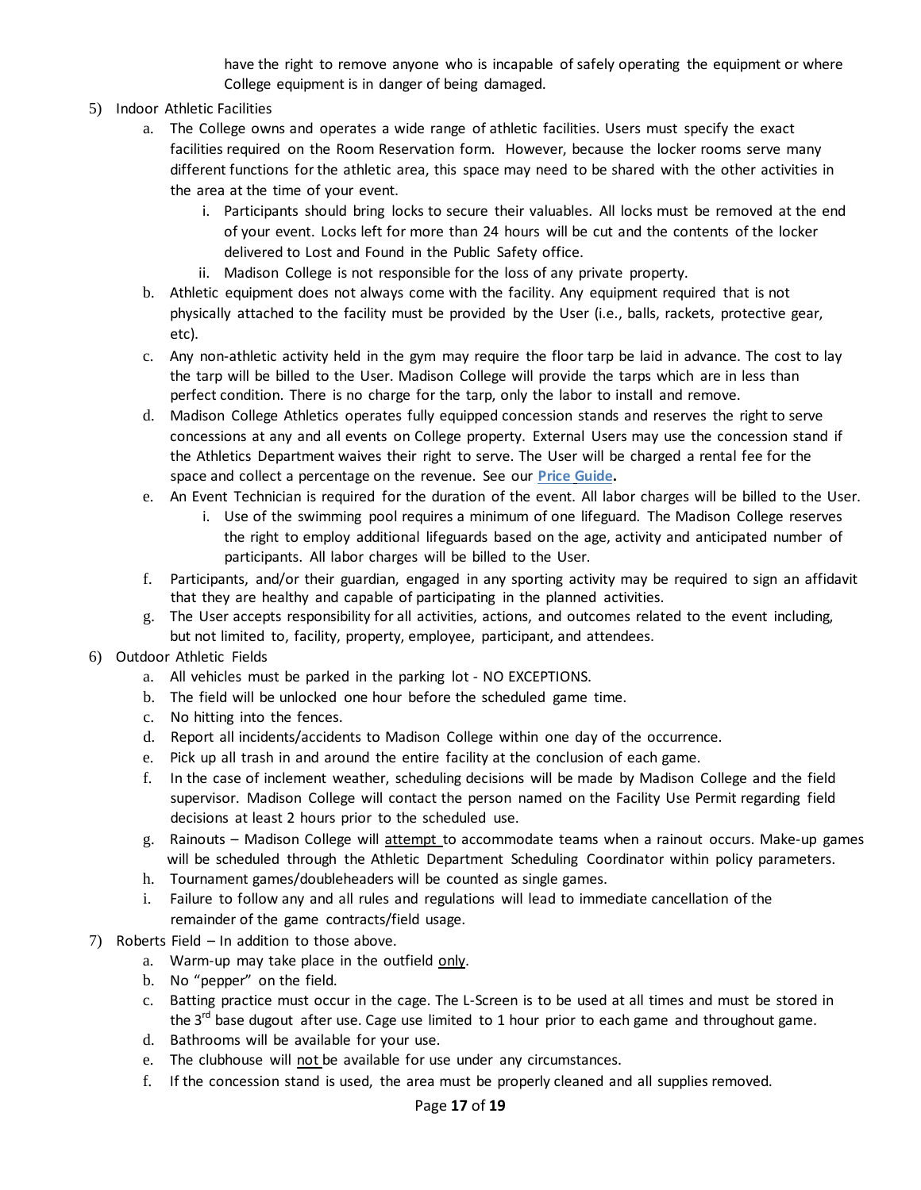have the right to remove anyone who is incapable of safely operating the equipment or where College equipment is in danger of being damaged.

5) Indoor Athletic Facilities
    a. The College owns and operates a wide range of athletic facilities. Users must specify the exact facilities required on the Room Reservation form. However, because the locker rooms serve many different functions for the athletic area, this space may need to be shared with the other activities in the area at the time of your event.
        i. Participants should bring locks to secure their valuables. All locks must be removed at the end of your event. Locks left for more than 24 hours will be cut and the contents of the locker delivered to Lost and Found in the Public Safety office.
        ii. Madison College is not responsible for the loss of any private property.
    b. Athletic equipment does not always come with the facility. Any equipment required that is not physically attached to the facility must be provided by the User (i.e., balls, rackets, protective gear, etc).
    c. Any non-athletic activity held in the gym may require the floor tarp be laid in advance. The cost to lay the tarp will be billed to the User. Madison College will provide the tarps which are in less than perfect condition. There is no charge for the tarp, only the labor to install and remove.
    d. Madison College Athletics operates fully equipped concession stands and reserves the right to serve concessions at any and all events on College property. External Users may use the concession stand if the Athletics Department waives their right to serve. The User will be charged a rental fee for the space and collect a percentage on the revenue. See our **Price Guide.**
    e. An Event Technician is required for the duration of the event. All labor charges will be billed to the User.
        i. Use of the swimming pool requires a minimum of one lifeguard. The Madison College reserves the right to employ additional lifeguards based on the age, activity and anticipated number of participants. All labor charges will be billed to the User.
    f. Participants, and/or their guardian, engaged in any sporting activity may be required to sign an affidavit that they are healthy and capable of participating in the planned activities.
    g. The User accepts responsibility for all activities, actions, and outcomes related to the event including, but not limited to, facility, property, employee, participant, and attendees.

6) Outdoor Athletic Fields
    a. All vehicles must be parked in the parking lot - NO EXCEPTIONS.
    b. The field will be unlocked one hour before the scheduled game time.
    c. No hitting into the fences.
    d. Report all incidents/accidents to Madison College within one day of the occurrence.
    e. Pick up all trash in and around the entire facility at the conclusion of each game.
    f. In the case of inclement weather, scheduling decisions will be made by Madison College and the field supervisor. Madison College will contact the person named on the Facility Use Permit regarding field decisions at least 2 hours prior to the scheduled use.
    g. Rainouts – Madison College will <u>attempt</u> to accommodate teams when a rainout occurs. Make-up games will be scheduled through the Athletic Department Scheduling Coordinator within policy parameters.
    h. Tournament games/doubleheaders will be counted as single games.
    i. Failure to follow any and all rules and regulations will lead to immediate cancellation of the remainder of the game contracts/field usage.

7) Roberts Field – In addition to those above.
    a. Warm-up may take place in the outfield <u>only</u>.
    b. No "pepper" on the field.
    c. Batting practice must occur in the cage. The L-Screen is to be used at all times and must be stored in the 3rd base dugout after use. Cage use limited to 1 hour prior to each game and throughout game.
    d. Bathrooms will be available for your use.
    e. The clubhouse will <u>not</u> be available for use under any circumstances.
    f. If the concession stand is used, the area must be properly cleaned and all supplies removed.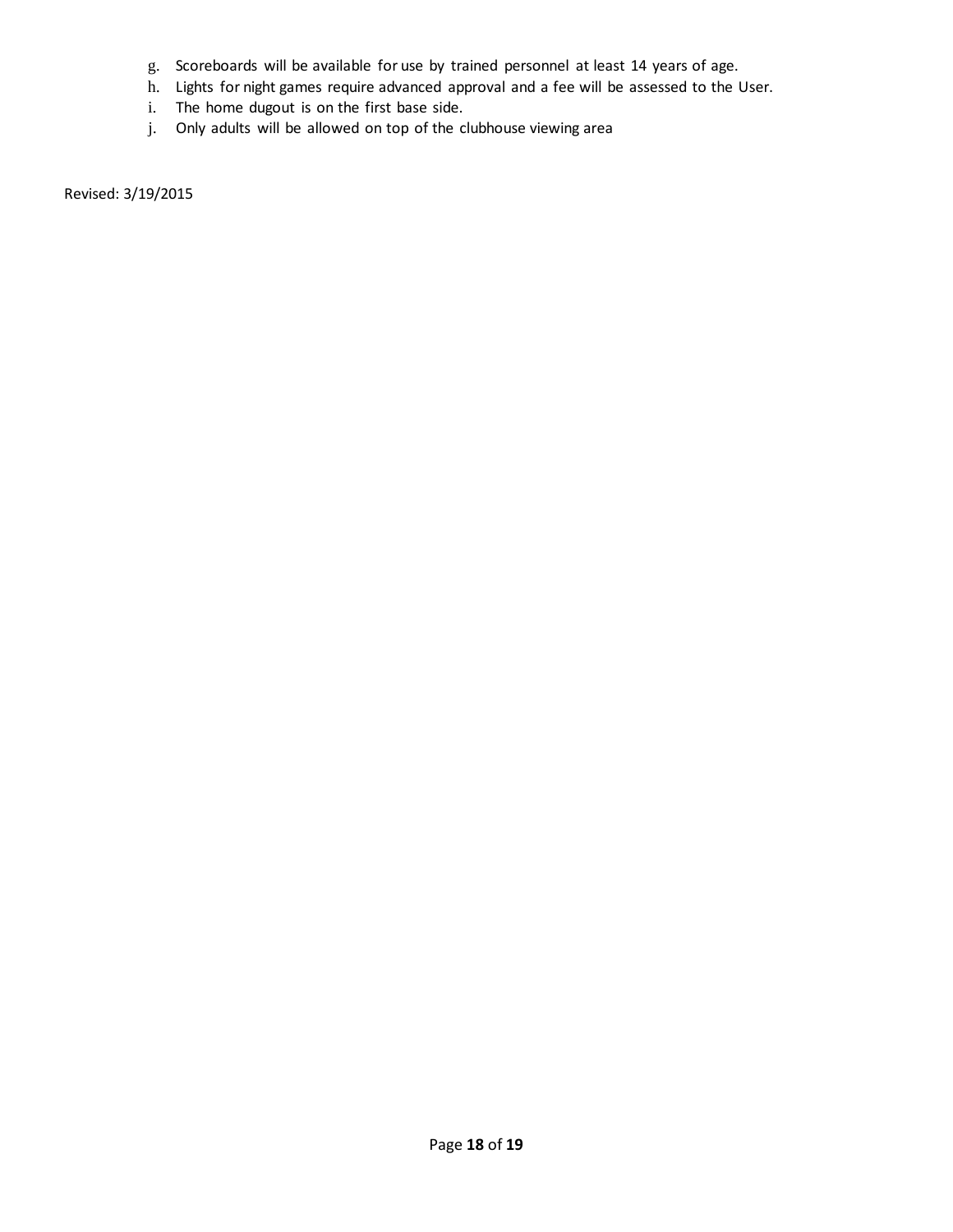g. Scoreboards will be available for use by trained personnel at least 14 years of age.
h. Lights for night games require advanced approval and a fee will be assessed to the User.
i. The home dugout is on the first base side.
j. Only adults will be allowed on top of the clubhouse viewing area

Revised: 3/19/2015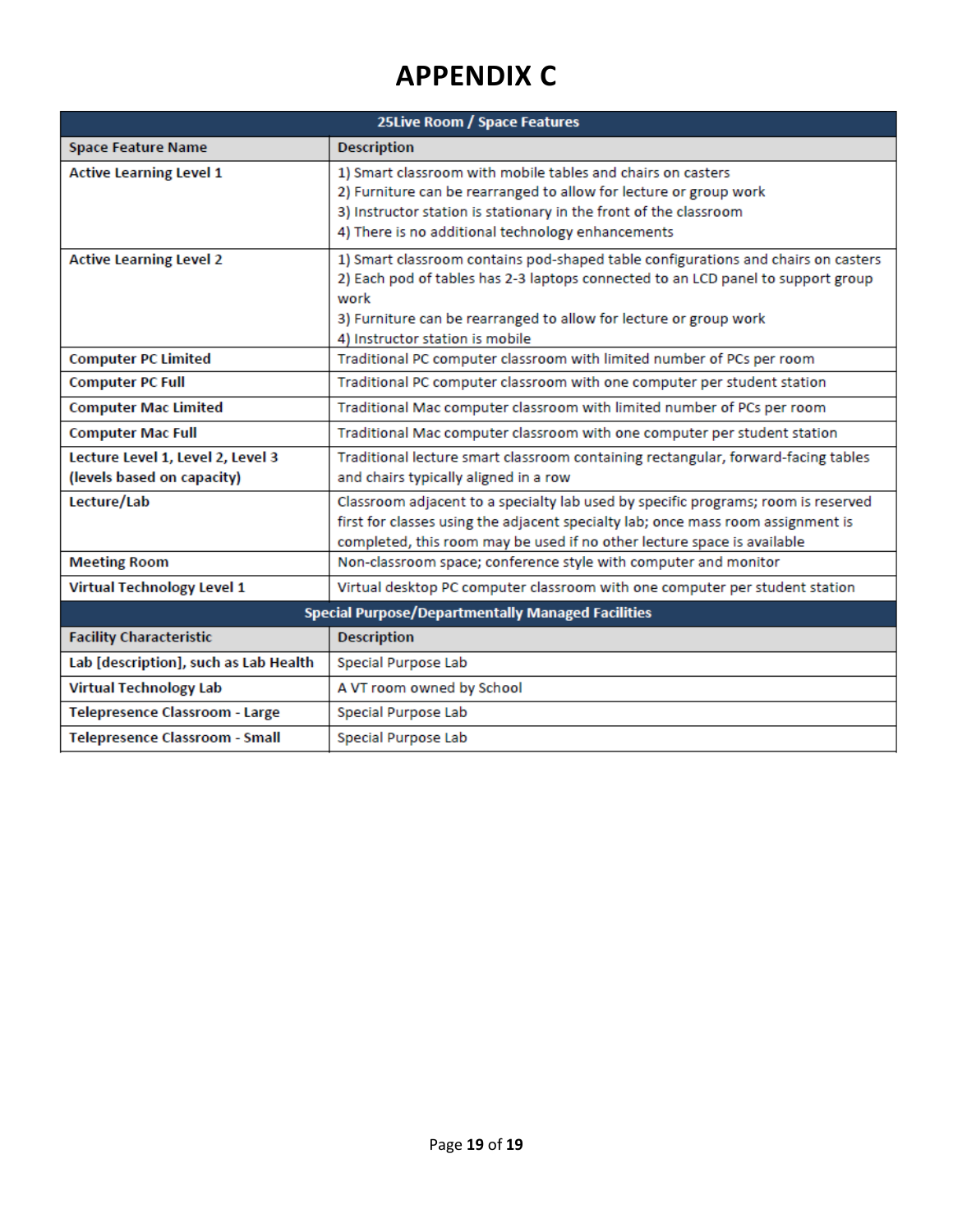# APPENDIX C

| 25Live Room / Space Features | |
|---|---|
| **Space Feature Name** | **Description** |
| **Active Learning Level 1** | 1) Smart classroom with mobile tables and chairs on casters<br>2) Furniture can be rearranged to allow for lecture or group work<br>3) Instructor station is stationary in the front of the classroom<br>4) There is no additional technology enhancements |
| **Active Learning Level 2** | 1) Smart classroom contains pod-shaped table configurations and chairs on casters<br>2) Each pod of tables has 2-3 laptops connected to an LCD panel to support group work<br>3) Furniture can be rearranged to allow for lecture or group work<br>4) Instructor station is mobile |
| **Computer PC Limited** | Traditional PC computer classroom with limited number of PCs per room |
| **Computer PC Full** | Traditional PC computer classroom with one computer per student station |
| **Computer Mac Limited** | Traditional Mac computer classroom with limited number of PCs per room |
| **Computer Mac Full** | Traditional Mac computer classroom with one computer per student station |
| **Lecture Level 1, Level 2, Level 3 (levels based on capacity)** | Traditional lecture smart classroom containing rectangular, forward-facing tables and chairs typically aligned in a row |
| **Lecture/Lab** | Classroom adjacent to a specialty lab used by specific programs; room is reserved first for classes using the adjacent specialty lab; once mass room assignment is completed, this room may be used if no other lecture space is available |
| **Meeting Room** | Non-classroom space; conference style with computer and monitor |
| **Virtual Technology Level 1** | Virtual desktop PC computer classroom with one computer per student station |
| **Special Purpose/Departmentally Managed Facilities** | |
| **Facility Characteristic** | **Description** |
| **Lab [description], such as Lab Health** | Special Purpose Lab |
| **Virtual Technology Lab** | A VT room owned by School |
| **Telepresence Classroom - Large** | Special Purpose Lab |
| **Telepresence Classroom - Small** | Special Purpose Lab |